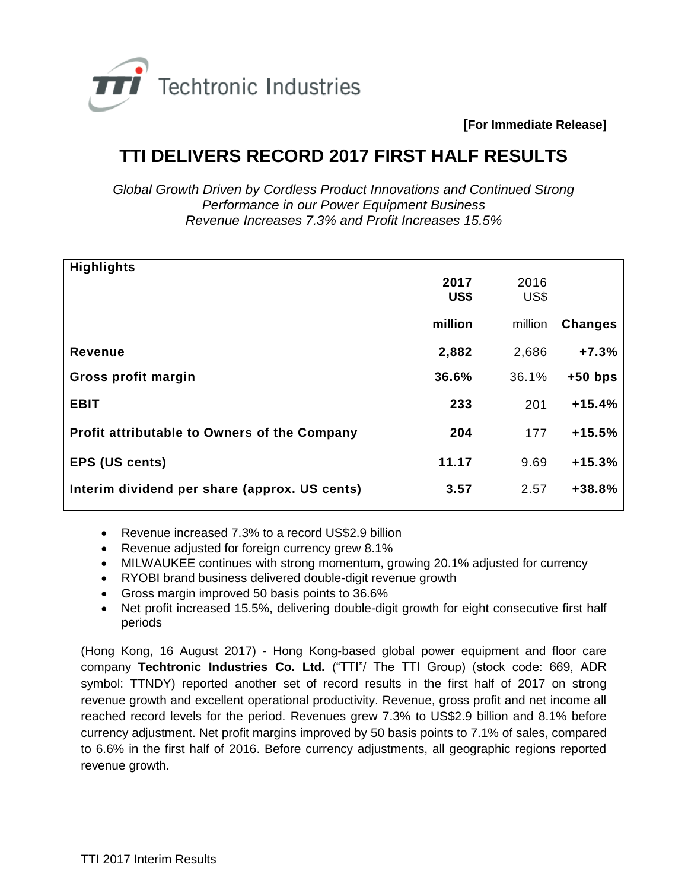Techtronic Industries

**[For Immediate Release]**

# TTI DELIVERS RECORD 2017 FIRST HALF RESULTS

*Global Growth Driven by Cordless Product Innovations and Continued Strong Performance in our Power Equipment Business*
*Revenue Increases 7.3% and Profit Increases 15.5%*

| Highlights | 2017 US$ million | 2016 US$ million | Changes |
|---|---|---|---|
| **Revenue** | **2,882** | 2,686 | **+7.3%** |
| **Gross profit margin** | **36.6%** | 36.1% | **+50 bps** |
| **EBIT** | **233** | 201 | **+15.4%** |
| **Profit attributable to Owners of the Company** | **204** | 177 | **+15.5%** |
| **EPS (US cents)** | **11.17** | 9.69 | **+15.3%** |
| **Interim dividend per share (approx. US cents)** | **3.57** | 2.57 | **+38.8%** |

- Revenue increased 7.3% to a record US$2.9 billion
- Revenue adjusted for foreign currency grew 8.1%
- MILWAUKEE continues with strong momentum, growing 20.1% adjusted for currency
- RYOBI brand business delivered double-digit revenue growth
- Gross margin improved 50 basis points to 36.6%
- Net profit increased 15.5%, delivering double-digit growth for eight consecutive first half periods

(Hong Kong, 16 August 2017) - Hong Kong-based global power equipment and floor care company **Techtronic Industries Co. Ltd.** ("TTI"/ The TTI Group) (stock code: 669, ADR symbol: TTNDY) reported another set of record results in the first half of 2017 on strong revenue growth and excellent operational productivity. Revenue, gross profit and net income all reached record levels for the period. Revenues grew 7.3% to US$2.9 billion and 8.1% before currency adjustment. Net profit margins improved by 50 basis points to 7.1% of sales, compared to 6.6% in the first half of 2016. Before currency adjustments, all geographic regions reported revenue growth.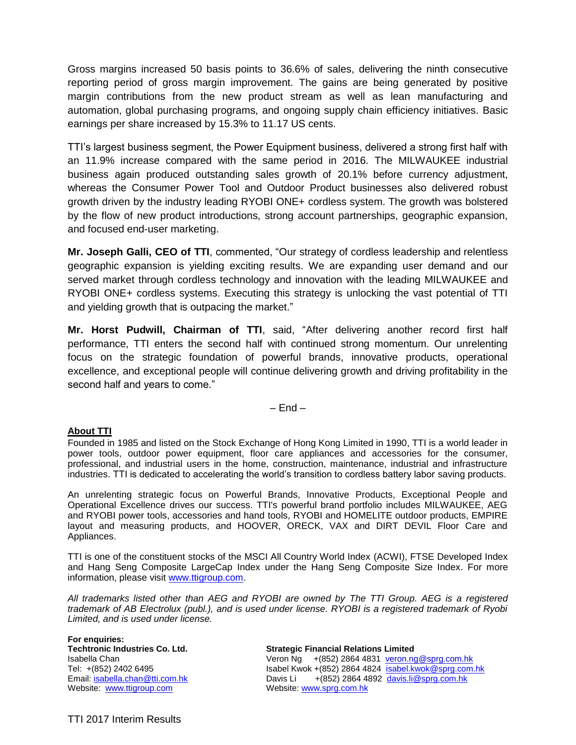Gross margins increased 50 basis points to 36.6% of sales, delivering the ninth consecutive reporting period of gross margin improvement. The gains are being generated by positive margin contributions from the new product stream as well as lean manufacturing and automation, global purchasing programs, and ongoing supply chain efficiency initiatives. Basic earnings per share increased by 15.3% to 11.17 US cents.

TTI's largest business segment, the Power Equipment business, delivered a strong first half with an 11.9% increase compared with the same period in 2016. The MILWAUKEE industrial business again produced outstanding sales growth of 20.1% before currency adjustment, whereas the Consumer Power Tool and Outdoor Product businesses also delivered robust growth driven by the industry leading RYOBI ONE+ cordless system. The growth was bolstered by the flow of new product introductions, strong account partnerships, geographic expansion, and focused end-user marketing.

**Mr. Joseph Galli, CEO of TTI**, commented, "Our strategy of cordless leadership and relentless geographic expansion is yielding exciting results. We are expanding user demand and our served market through cordless technology and innovation with the leading MILWAUKEE and RYOBI ONE+ cordless systems. Executing this strategy is unlocking the vast potential of TTI and yielding growth that is outpacing the market."

**Mr. Horst Pudwill, Chairman of TTI**, said, "After delivering another record first half performance, TTI enters the second half with continued strong momentum. Our unrelenting focus on the strategic foundation of powerful brands, innovative products, operational excellence, and exceptional people will continue delivering growth and driving profitability in the second half and years to come."

– End –

**About TTI**

Founded in 1985 and listed on the Stock Exchange of Hong Kong Limited in 1990, TTI is a world leader in power tools, outdoor power equipment, floor care appliances and accessories for the consumer, professional, and industrial users in the home, construction, maintenance, industrial and infrastructure industries. TTI is dedicated to accelerating the world's transition to cordless battery labor saving products.

An unrelenting strategic focus on Powerful Brands, Innovative Products, Exceptional People and Operational Excellence drives our success. TTI's powerful brand portfolio includes MILWAUKEE, AEG and RYOBI power tools, accessories and hand tools, RYOBI and HOMELITE outdoor products, EMPIRE layout and measuring products, and HOOVER, ORECK, VAX and DIRT DEVIL Floor Care and Appliances.

TTI is one of the constituent stocks of the MSCI All Country World Index (ACWI), FTSE Developed Index and Hang Seng Composite LargeCap Index under the Hang Seng Composite Size Index. For more information, please visit www.ttigroup.com.

*All trademarks listed other than AEG and RYOBI are owned by The TTI Group. AEG is a registered trademark of AB Electrolux (publ.), and is used under license. RYOBI is a registered trademark of Ryobi Limited, and is used under license.*

**For enquiries:**

**Techtronic Industries Co. Ltd.**
Isabella Chan
Tel: +(852) 2402 6495
Email: isabella.chan@tti.com.hk
Website: www.ttigroup.com

**Strategic Financial Relations Limited**
Veron Ng +(852) 2864 4831 veron.ng@sprg.com.hk
Isabel Kwok +(852) 2864 4824 isabel.kwok@sprg.com.hk
Davis Li +(852) 2864 4892 davis.li@sprg.com.hk
Website: www.sprg.com.hk